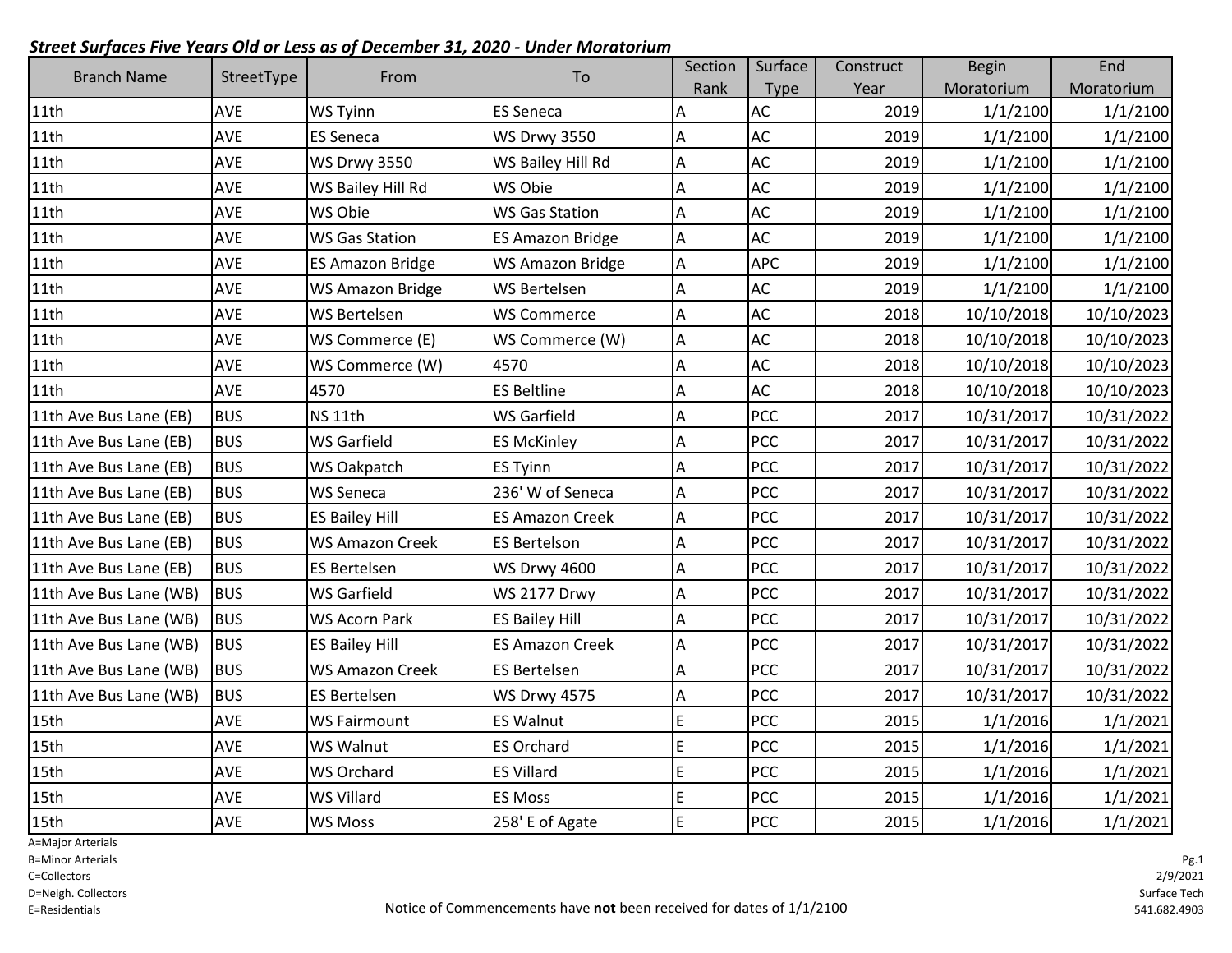***Street Surfaces Five Years Old or Less as of December 31, 2020 - Under Moratorium***

| Branch Name | StreetType | From | To | Section Rank | Surface Type | Construct Year | Begin Moratorium | End Moratorium |
|---|---|---|---|---|---|---|---|---|
| 11th | AVE | WS Tyinn | ES Seneca | A | AC | 2019 | 1/1/2100 | 1/1/2100 |
| 11th | AVE | ES Seneca | WS Drwy 3550 | A | AC | 2019 | 1/1/2100 | 1/1/2100 |
| 11th | AVE | WS Drwy 3550 | WS Bailey Hill Rd | A | AC | 2019 | 1/1/2100 | 1/1/2100 |
| 11th | AVE | WS Bailey Hill Rd | WS Obie | A | AC | 2019 | 1/1/2100 | 1/1/2100 |
| 11th | AVE | WS Obie | WS Gas Station | A | AC | 2019 | 1/1/2100 | 1/1/2100 |
| 11th | AVE | WS Gas Station | ES Amazon Bridge | A | AC | 2019 | 1/1/2100 | 1/1/2100 |
| 11th | AVE | ES Amazon Bridge | WS Amazon Bridge | A | APC | 2019 | 1/1/2100 | 1/1/2100 |
| 11th | AVE | WS Amazon Bridge | WS Bertelsen | A | AC | 2019 | 1/1/2100 | 1/1/2100 |
| 11th | AVE | WS Bertelsen | WS Commerce | A | AC | 2018 | 10/10/2018 | 10/10/2023 |
| 11th | AVE | WS Commerce (E) | WS Commerce (W) | A | AC | 2018 | 10/10/2018 | 10/10/2023 |
| 11th | AVE | WS Commerce (W) | 4570 | A | AC | 2018 | 10/10/2018 | 10/10/2023 |
| 11th | AVE | 4570 | ES Beltline | A | AC | 2018 | 10/10/2018 | 10/10/2023 |
| 11th Ave Bus Lane (EB) | BUS | NS 11th | WS Garfield | A | PCC | 2017 | 10/31/2017 | 10/31/2022 |
| 11th Ave Bus Lane (EB) | BUS | WS Garfield | ES McKinley | A | PCC | 2017 | 10/31/2017 | 10/31/2022 |
| 11th Ave Bus Lane (EB) | BUS | WS Oakpatch | ES Tyinn | A | PCC | 2017 | 10/31/2017 | 10/31/2022 |
| 11th Ave Bus Lane (EB) | BUS | WS Seneca | 236' W of Seneca | A | PCC | 2017 | 10/31/2017 | 10/31/2022 |
| 11th Ave Bus Lane (EB) | BUS | ES Bailey Hill | ES Amazon Creek | A | PCC | 2017 | 10/31/2017 | 10/31/2022 |
| 11th Ave Bus Lane (EB) | BUS | WS Amazon Creek | ES Bertelson | A | PCC | 2017 | 10/31/2017 | 10/31/2022 |
| 11th Ave Bus Lane (EB) | BUS | ES Bertelsen | WS Drwy 4600 | A | PCC | 2017 | 10/31/2017 | 10/31/2022 |
| 11th Ave Bus Lane (WB) | BUS | WS Garfield | WS 2177 Drwy | A | PCC | 2017 | 10/31/2017 | 10/31/2022 |
| 11th Ave Bus Lane (WB) | BUS | WS Acorn Park | ES Bailey Hill | A | PCC | 2017 | 10/31/2017 | 10/31/2022 |
| 11th Ave Bus Lane (WB) | BUS | ES Bailey Hill | ES Amazon Creek | A | PCC | 2017 | 10/31/2017 | 10/31/2022 |
| 11th Ave Bus Lane (WB) | BUS | WS Amazon Creek | ES Bertelsen | A | PCC | 2017 | 10/31/2017 | 10/31/2022 |
| 11th Ave Bus Lane (WB) | BUS | ES Bertelsen | WS Drwy 4575 | A | PCC | 2017 | 10/31/2017 | 10/31/2022 |
| 15th | AVE | WS Fairmount | ES Walnut | E | PCC | 2015 | 1/1/2016 | 1/1/2021 |
| 15th | AVE | WS Walnut | ES Orchard | E | PCC | 2015 | 1/1/2016 | 1/1/2021 |
| 15th | AVE | WS Orchard | ES Villard | E | PCC | 2015 | 1/1/2016 | 1/1/2021 |
| 15th | AVE | WS Villard | ES Moss | E | PCC | 2015 | 1/1/2016 | 1/1/2021 |
| 15th | AVE | WS Moss | 258' E of Agate | E | PCC | 2015 | 1/1/2016 | 1/1/2021 |

A=Major Arterials
B=Minor Arterials
C=Collectors
D=Neigh. Collectors
E=Residentials

Notice of Commencements have **not** been received for dates of 1/1/2100

2/9/2021
Surface Tech
541.682.4903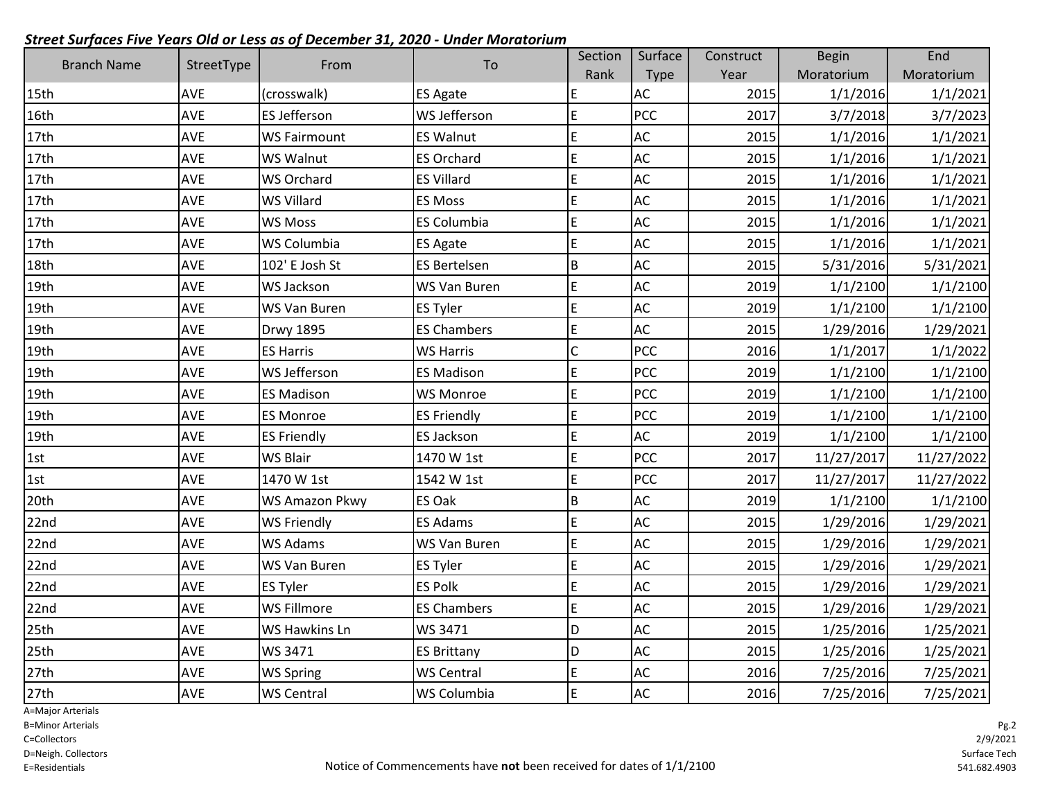***Street Surfaces Five Years Old or Less as of December 31, 2020 - Under Moratorium***

| Branch Name | StreetType | From | To | Section Rank | Surface Type | Construct Year | Begin Moratorium | End Moratorium |
|---|---|---|---|---|---|---|---|---|
| 15th | AVE | (crosswalk) | ES Agate | E | AC | 2015 | 1/1/2016 | 1/1/2021 |
| 16th | AVE | ES Jefferson | WS Jefferson | E | PCC | 2017 | 3/7/2018 | 3/7/2023 |
| 17th | AVE | WS Fairmount | ES Walnut | E | AC | 2015 | 1/1/2016 | 1/1/2021 |
| 17th | AVE | WS Walnut | ES Orchard | E | AC | 2015 | 1/1/2016 | 1/1/2021 |
| 17th | AVE | WS Orchard | ES Villard | E | AC | 2015 | 1/1/2016 | 1/1/2021 |
| 17th | AVE | WS Villard | ES Moss | E | AC | 2015 | 1/1/2016 | 1/1/2021 |
| 17th | AVE | WS Moss | ES Columbia | E | AC | 2015 | 1/1/2016 | 1/1/2021 |
| 17th | AVE | WS Columbia | ES Agate | E | AC | 2015 | 1/1/2016 | 1/1/2021 |
| 18th | AVE | 102' E Josh St | ES Bertelsen | B | AC | 2015 | 5/31/2016 | 5/31/2021 |
| 19th | AVE | WS Jackson | WS Van Buren | E | AC | 2019 | 1/1/2100 | 1/1/2100 |
| 19th | AVE | WS Van Buren | ES Tyler | E | AC | 2019 | 1/1/2100 | 1/1/2100 |
| 19th | AVE | Drwy 1895 | ES Chambers | E | AC | 2015 | 1/29/2016 | 1/29/2021 |
| 19th | AVE | ES Harris | WS Harris | C | PCC | 2016 | 1/1/2017 | 1/1/2022 |
| 19th | AVE | WS Jefferson | ES Madison | E | PCC | 2019 | 1/1/2100 | 1/1/2100 |
| 19th | AVE | ES Madison | WS Monroe | E | PCC | 2019 | 1/1/2100 | 1/1/2100 |
| 19th | AVE | ES Monroe | ES Friendly | E | PCC | 2019 | 1/1/2100 | 1/1/2100 |
| 19th | AVE | ES Friendly | ES Jackson | E | AC | 2019 | 1/1/2100 | 1/1/2100 |
| 1st | AVE | WS Blair | 1470 W 1st | E | PCC | 2017 | 11/27/2017 | 11/27/2022 |
| 1st | AVE | 1470 W 1st | 1542 W 1st | E | PCC | 2017 | 11/27/2017 | 11/27/2022 |
| 20th | AVE | WS Amazon Pkwy | ES Oak | B | AC | 2019 | 1/1/2100 | 1/1/2100 |
| 22nd | AVE | WS Friendly | ES Adams | E | AC | 2015 | 1/29/2016 | 1/29/2021 |
| 22nd | AVE | WS Adams | WS Van Buren | E | AC | 2015 | 1/29/2016 | 1/29/2021 |
| 22nd | AVE | WS Van Buren | ES Tyler | E | AC | 2015 | 1/29/2016 | 1/29/2021 |
| 22nd | AVE | ES Tyler | ES Polk | E | AC | 2015 | 1/29/2016 | 1/29/2021 |
| 22nd | AVE | WS Fillmore | ES Chambers | E | AC | 2015 | 1/29/2016 | 1/29/2021 |
| 25th | AVE | WS Hawkins Ln | WS 3471 | D | AC | 2015 | 1/25/2016 | 1/25/2021 |
| 25th | AVE | WS 3471 | ES Brittany | D | AC | 2015 | 1/25/2016 | 1/25/2021 |
| 27th | AVE | WS Spring | WS Central | E | AC | 2016 | 7/25/2016 | 7/25/2021 |
| 27th | AVE | WS Central | WS Columbia | E | AC | 2016 | 7/25/2016 | 7/25/2021 |

A=Major Arterials
B=Minor Arterials
C=Collectors
D=Neigh. Collectors
E=Residentials

Notice of Commencements have **not** been received for dates of 1/1/2100

2/9/2021
Surface Tech
541.682.4903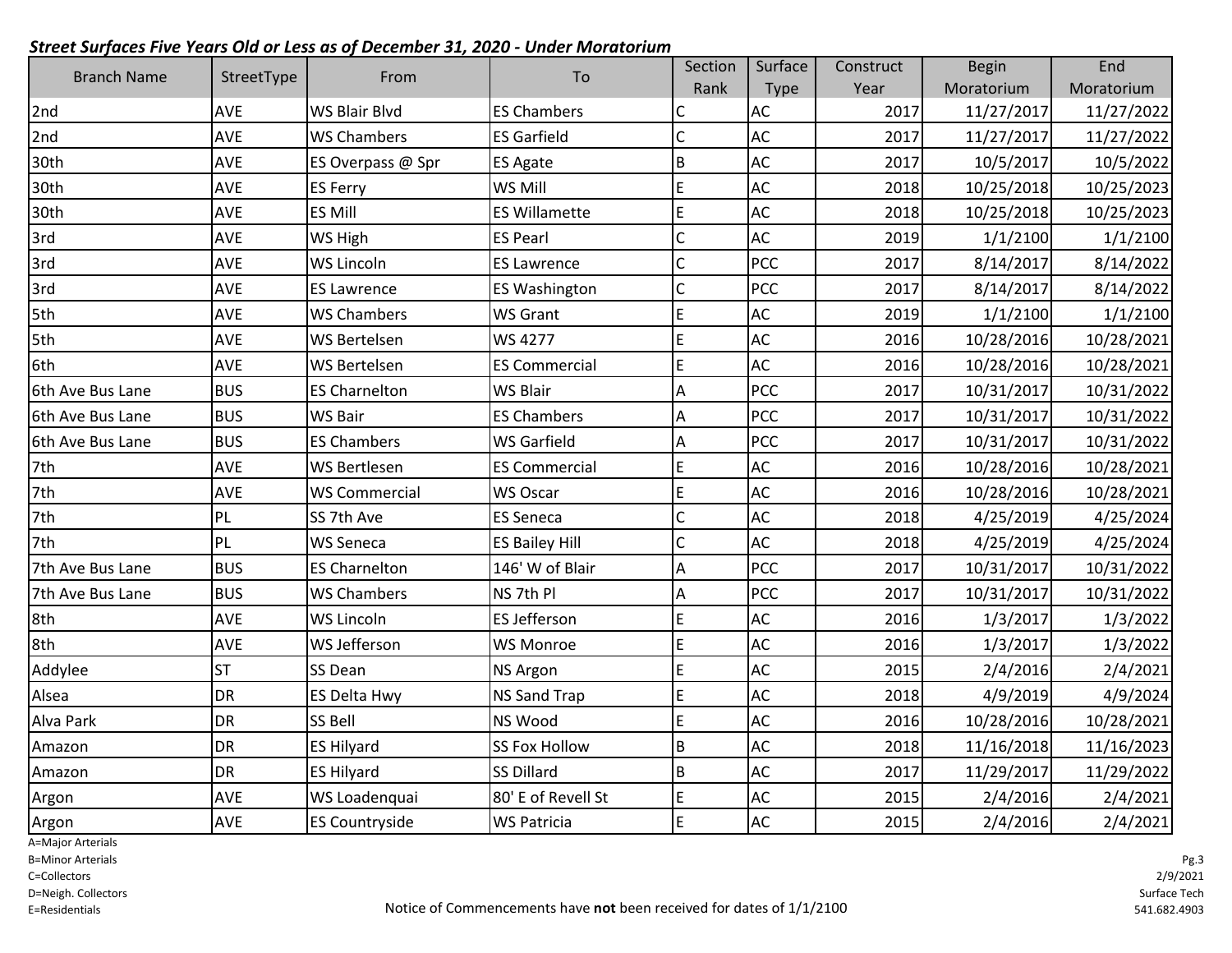***Street Surfaces Five Years Old or Less as of December 31, 2020 - Under Moratorium***

| Branch Name | StreetType | From | To | Section Rank | Surface Type | Construct Year | Begin Moratorium | End Moratorium |
|---|---|---|---|---|---|---|---|---|
| 2nd | AVE | WS Blair Blvd | ES Chambers | C | AC | 2017 | 11/27/2017 | 11/27/2022 |
| 2nd | AVE | WS Chambers | ES Garfield | C | AC | 2017 | 11/27/2017 | 11/27/2022 |
| 30th | AVE | ES Overpass @ Spr | ES Agate | B | AC | 2017 | 10/5/2017 | 10/5/2022 |
| 30th | AVE | ES Ferry | WS Mill | E | AC | 2018 | 10/25/2018 | 10/25/2023 |
| 30th | AVE | ES Mill | ES Willamette | E | AC | 2018 | 10/25/2018 | 10/25/2023 |
| 3rd | AVE | WS High | ES Pearl | C | AC | 2019 | 1/1/2100 | 1/1/2100 |
| 3rd | AVE | WS Lincoln | ES Lawrence | C | PCC | 2017 | 8/14/2017 | 8/14/2022 |
| 3rd | AVE | ES Lawrence | ES Washington | C | PCC | 2017 | 8/14/2017 | 8/14/2022 |
| 5th | AVE | WS Chambers | WS Grant | E | AC | 2019 | 1/1/2100 | 1/1/2100 |
| 5th | AVE | WS Bertelsen | WS 4277 | E | AC | 2016 | 10/28/2016 | 10/28/2021 |
| 6th | AVE | WS Bertelsen | ES Commercial | E | AC | 2016 | 10/28/2016 | 10/28/2021 |
| 6th Ave Bus Lane | BUS | ES Charnelton | WS Blair | A | PCC | 2017 | 10/31/2017 | 10/31/2022 |
| 6th Ave Bus Lane | BUS | WS Bair | ES Chambers | A | PCC | 2017 | 10/31/2017 | 10/31/2022 |
| 6th Ave Bus Lane | BUS | ES Chambers | WS Garfield | A | PCC | 2017 | 10/31/2017 | 10/31/2022 |
| 7th | AVE | WS Bertlesen | ES Commercial | E | AC | 2016 | 10/28/2016 | 10/28/2021 |
| 7th | AVE | WS Commercial | WS Oscar | E | AC | 2016 | 10/28/2016 | 10/28/2021 |
| 7th | PL | SS 7th Ave | ES Seneca | C | AC | 2018 | 4/25/2019 | 4/25/2024 |
| 7th | PL | WS Seneca | ES Bailey Hill | C | AC | 2018 | 4/25/2019 | 4/25/2024 |
| 7th Ave Bus Lane | BUS | ES Charnelton | 146' W of Blair | A | PCC | 2017 | 10/31/2017 | 10/31/2022 |
| 7th Ave Bus Lane | BUS | WS Chambers | NS 7th Pl | A | PCC | 2017 | 10/31/2017 | 10/31/2022 |
| 8th | AVE | WS Lincoln | ES Jefferson | E | AC | 2016 | 1/3/2017 | 1/3/2022 |
| 8th | AVE | WS Jefferson | WS Monroe | E | AC | 2016 | 1/3/2017 | 1/3/2022 |
| Addylee | ST | SS Dean | NS Argon | E | AC | 2015 | 2/4/2016 | 2/4/2021 |
| Alsea | DR | ES Delta Hwy | NS Sand Trap | E | AC | 2018 | 4/9/2019 | 4/9/2024 |
| Alva Park | DR | SS Bell | NS Wood | E | AC | 2016 | 10/28/2016 | 10/28/2021 |
| Amazon | DR | ES Hilyard | SS Fox Hollow | B | AC | 2018 | 11/16/2018 | 11/16/2023 |
| Amazon | DR | ES Hilyard | SS Dillard | B | AC | 2017 | 11/29/2017 | 11/29/2022 |
| Argon | AVE | WS Loadenquai | 80' E of Revell St | E | AC | 2015 | 2/4/2016 | 2/4/2021 |
| Argon | AVE | ES Countryside | WS Patricia | E | AC | 2015 | 2/4/2016 | 2/4/2021 |

A=Major Arterials
B=Minor Arterials
C=Collectors
D=Neigh. Collectors
E=Residentials

Notice of Commencements have **not** been received for dates of 1/1/2100

2/9/2021
Surface Tech
541.682.4903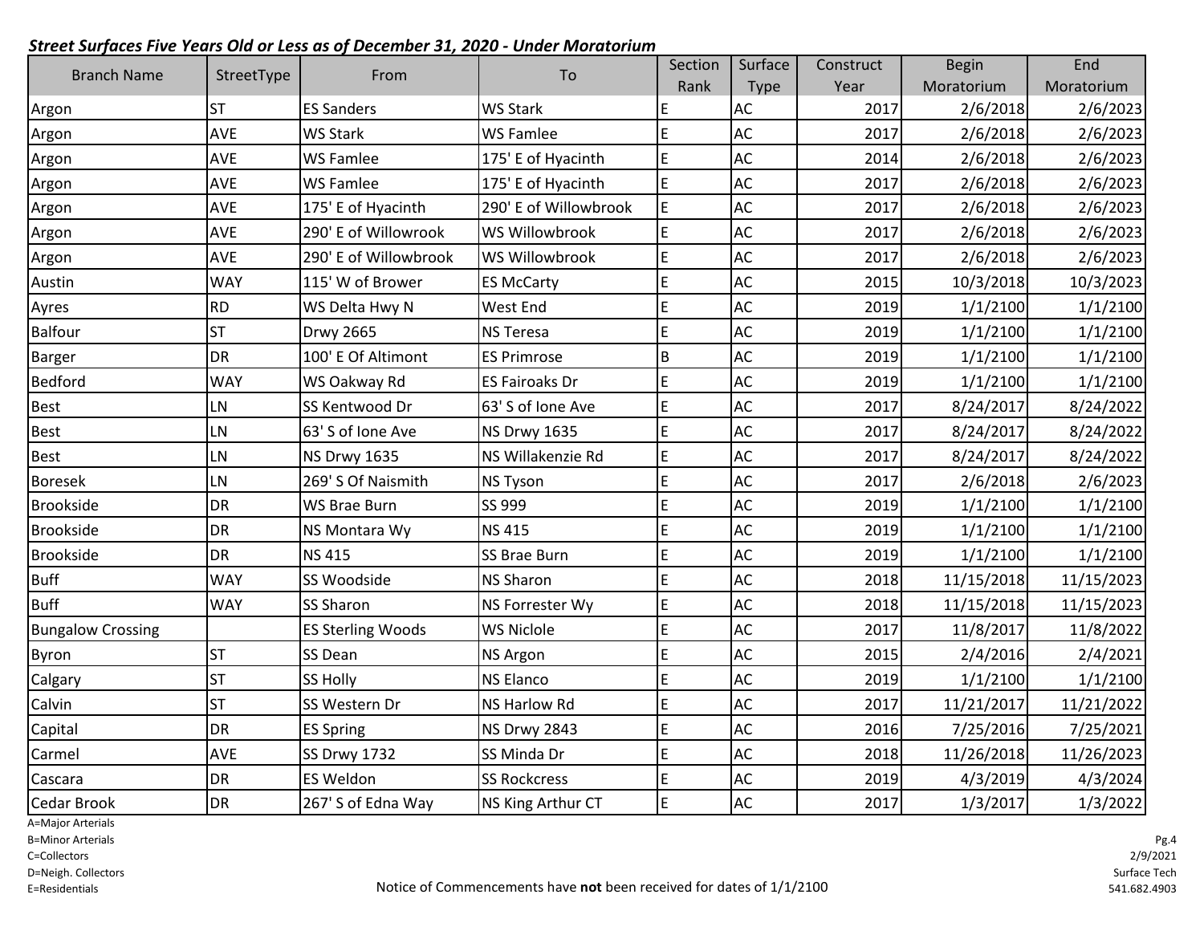***Street Surfaces Five Years Old or Less as of December 31, 2020 - Under Moratorium***

| Branch Name | StreetType | From | To | Section Rank | Surface Type | Construct Year | Begin Moratorium | End Moratorium |
|---|---|---|---|---|---|---|---|---|
| Argon | ST | ES Sanders | WS Stark | E | AC | 2017 | 2/6/2018 | 2/6/2023 |
| Argon | AVE | WS Stark | WS Famlee | E | AC | 2017 | 2/6/2018 | 2/6/2023 |
| Argon | AVE | WS Famlee | 175' E of Hyacinth | E | AC | 2014 | 2/6/2018 | 2/6/2023 |
| Argon | AVE | WS Famlee | 175' E of Hyacinth | E | AC | 2017 | 2/6/2018 | 2/6/2023 |
| Argon | AVE | 175' E of Hyacinth | 290' E of Willowbrook | E | AC | 2017 | 2/6/2018 | 2/6/2023 |
| Argon | AVE | 290' E of Willowrook | WS Willowbrook | E | AC | 2017 | 2/6/2018 | 2/6/2023 |
| Argon | AVE | 290' E of Willowbrook | WS Willowbrook | E | AC | 2017 | 2/6/2018 | 2/6/2023 |
| Austin | WAY | 115' W of Brower | ES McCarty | E | AC | 2015 | 10/3/2018 | 10/3/2023 |
| Ayres | RD | WS Delta Hwy N | West End | E | AC | 2019 | 1/1/2100 | 1/1/2100 |
| Balfour | ST | Drwy 2665 | NS Teresa | E | AC | 2019 | 1/1/2100 | 1/1/2100 |
| Barger | DR | 100' E Of Altimont | ES Primrose | B | AC | 2019 | 1/1/2100 | 1/1/2100 |
| Bedford | WAY | WS Oakway Rd | ES Fairoaks Dr | E | AC | 2019 | 1/1/2100 | 1/1/2100 |
| Best | LN | SS Kentwood Dr | 63' S of Ione Ave | E | AC | 2017 | 8/24/2017 | 8/24/2022 |
| Best | LN | 63' S of Ione Ave | NS Drwy 1635 | E | AC | 2017 | 8/24/2017 | 8/24/2022 |
| Best | LN | NS Drwy 1635 | NS Willakenzie Rd | E | AC | 2017 | 8/24/2017 | 8/24/2022 |
| Boresek | LN | 269' S Of Naismith | NS Tyson | E | AC | 2017 | 2/6/2018 | 2/6/2023 |
| Brookside | DR | WS Brae Burn | SS 999 | E | AC | 2019 | 1/1/2100 | 1/1/2100 |
| Brookside | DR | NS Montara Wy | NS 415 | E | AC | 2019 | 1/1/2100 | 1/1/2100 |
| Brookside | DR | NS 415 | SS Brae Burn | E | AC | 2019 | 1/1/2100 | 1/1/2100 |
| Buff | WAY | SS Woodside | NS Sharon | E | AC | 2018 | 11/15/2018 | 11/15/2023 |
| Buff | WAY | SS Sharon | NS Forrester Wy | E | AC | 2018 | 11/15/2018 | 11/15/2023 |
| Bungalow Crossing | | ES Sterling Woods | WS Niclole | E | AC | 2017 | 11/8/2017 | 11/8/2022 |
| Byron | ST | SS Dean | NS Argon | E | AC | 2015 | 2/4/2016 | 2/4/2021 |
| Calgary | ST | SS Holly | NS Elanco | E | AC | 2019 | 1/1/2100 | 1/1/2100 |
| Calvin | ST | SS Western Dr | NS Harlow Rd | E | AC | 2017 | 11/21/2017 | 11/21/2022 |
| Capital | DR | ES Spring | NS Drwy 2843 | E | AC | 2016 | 7/25/2016 | 7/25/2021 |
| Carmel | AVE | SS Drwy 1732 | SS Minda Dr | E | AC | 2018 | 11/26/2018 | 11/26/2023 |
| Cascara | DR | ES Weldon | SS Rockcress | E | AC | 2019 | 4/3/2019 | 4/3/2024 |
| Cedar Brook | DR | 267' S of Edna Way | NS King Arthur CT | E | AC | 2017 | 1/3/2017 | 1/3/2022 |

A=Major Arterials
B=Minor Arterials
C=Collectors
D=Neigh. Collectors
E=Residentials

Notice of Commencements have **not** been received for dates of 1/1/2100

2/9/2021
Surface Tech
541.682.4903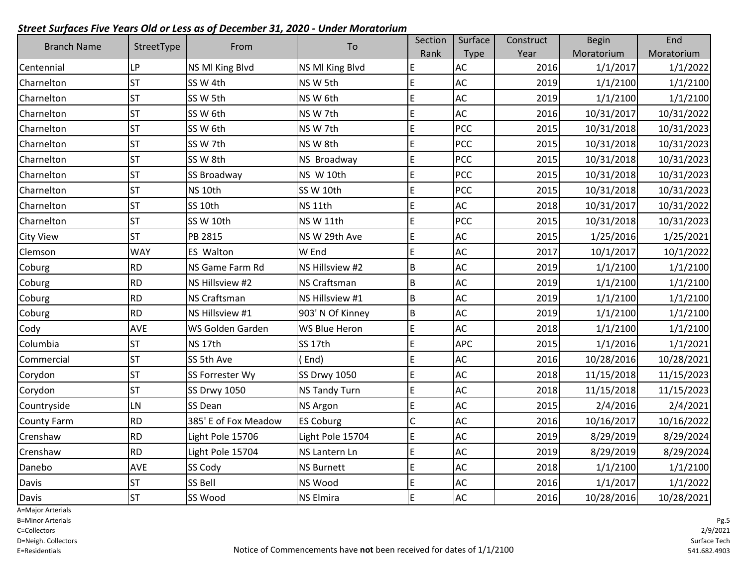***Street Surfaces Five Years Old or Less as of December 31, 2020 - Under Moratorium***

| Branch Name | StreetType | From | To | Section Rank | Surface Type | Construct Year | Begin Moratorium | End Moratorium |
|---|---|---|---|---|---|---|---|---|
| Centennial | LP | NS Ml King Blvd | NS Ml King Blvd | E | AC | 2016 | 1/1/2017 | 1/1/2022 |
| Charnelton | ST | SS W 4th | NS W 5th | E | AC | 2019 | 1/1/2100 | 1/1/2100 |
| Charnelton | ST | SS W 5th | NS W 6th | E | AC | 2019 | 1/1/2100 | 1/1/2100 |
| Charnelton | ST | SS W 6th | NS W 7th | E | AC | 2016 | 10/31/2017 | 10/31/2022 |
| Charnelton | ST | SS W 6th | NS W 7th | E | PCC | 2015 | 10/31/2018 | 10/31/2023 |
| Charnelton | ST | SS W 7th | NS W 8th | E | PCC | 2015 | 10/31/2018 | 10/31/2023 |
| Charnelton | ST | SS W 8th | NS Broadway | E | PCC | 2015 | 10/31/2018 | 10/31/2023 |
| Charnelton | ST | SS Broadway | NS W 10th | E | PCC | 2015 | 10/31/2018 | 10/31/2023 |
| Charnelton | ST | NS 10th | SS W 10th | E | PCC | 2015 | 10/31/2018 | 10/31/2023 |
| Charnelton | ST | SS 10th | NS 11th | E | AC | 2018 | 10/31/2017 | 10/31/2022 |
| Charnelton | ST | SS W 10th | NS W 11th | E | PCC | 2015 | 10/31/2018 | 10/31/2023 |
| City View | ST | PB 2815 | NS W 29th Ave | E | AC | 2015 | 1/25/2016 | 1/25/2021 |
| Clemson | WAY | ES Walton | W End | E | AC | 2017 | 10/1/2017 | 10/1/2022 |
| Coburg | RD | NS Game Farm Rd | NS Hillsview #2 | B | AC | 2019 | 1/1/2100 | 1/1/2100 |
| Coburg | RD | NS Hillsview #2 | NS Craftsman | B | AC | 2019 | 1/1/2100 | 1/1/2100 |
| Coburg | RD | NS Craftsman | NS Hillsview #1 | B | AC | 2019 | 1/1/2100 | 1/1/2100 |
| Coburg | RD | NS Hillsview #1 | 903' N Of Kinney | B | AC | 2019 | 1/1/2100 | 1/1/2100 |
| Cody | AVE | WS Golden Garden | WS Blue Heron | E | AC | 2018 | 1/1/2100 | 1/1/2100 |
| Columbia | ST | NS 17th | SS 17th | E | APC | 2015 | 1/1/2016 | 1/1/2021 |
| Commercial | ST | SS 5th Ave | ( End) | E | AC | 2016 | 10/28/2016 | 10/28/2021 |
| Corydon | ST | SS Forrester Wy | SS Drwy 1050 | E | AC | 2018 | 11/15/2018 | 11/15/2023 |
| Corydon | ST | SS Drwy 1050 | NS Tandy Turn | E | AC | 2018 | 11/15/2018 | 11/15/2023 |
| Countryside | LN | SS Dean | NS Argon | E | AC | 2015 | 2/4/2016 | 2/4/2021 |
| County Farm | RD | 385' E of Fox Meadow | ES Coburg | C | AC | 2016 | 10/16/2017 | 10/16/2022 |
| Crenshaw | RD | Light Pole 15706 | Light Pole 15704 | E | AC | 2019 | 8/29/2019 | 8/29/2024 |
| Crenshaw | RD | Light Pole 15704 | NS Lantern Ln | E | AC | 2019 | 8/29/2019 | 8/29/2024 |
| Danebo | AVE | SS Cody | NS Burnett | E | AC | 2018 | 1/1/2100 | 1/1/2100 |
| Davis | ST | SS Bell | NS Wood | E | AC | 2016 | 1/1/2017 | 1/1/2022 |
| Davis | ST | SS Wood | NS Elmira | E | AC | 2016 | 10/28/2016 | 10/28/2021 |

A=Major Arterials
B=Minor Arterials
C=Collectors
D=Neigh. Collectors
E=Residentials

Notice of Commencements have **not** been received for dates of 1/1/2100

2/9/2021
Surface Tech
541.682.4903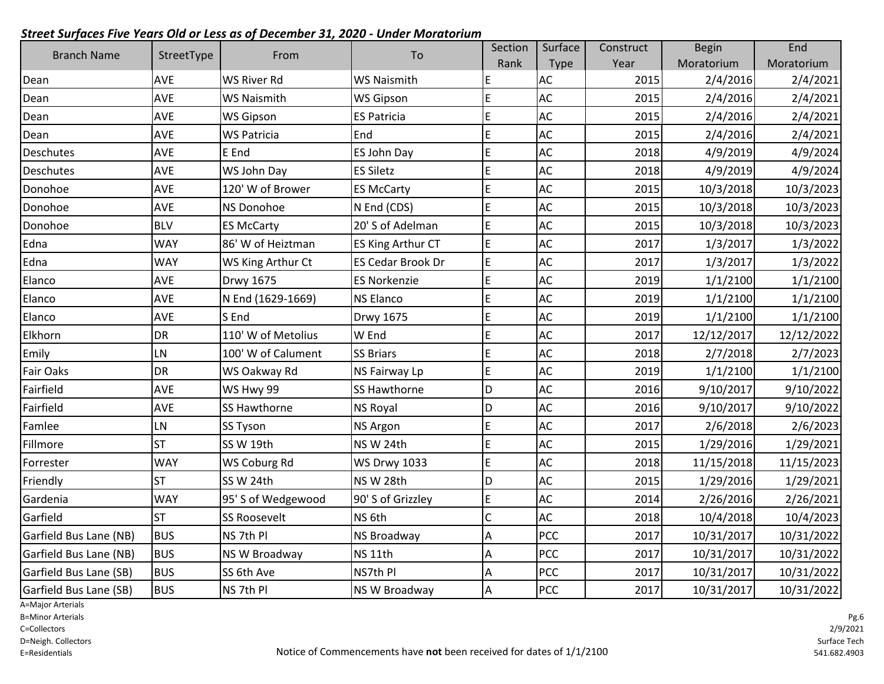***Street Surfaces Five Years Old or Less as of December 31, 2020 - Under Moratorium***

| Branch Name | StreetType | From | To | Section Rank | Surface Type | Construct Year | Begin Moratorium | End Moratorium |
|---|---|---|---|---|---|---|---|---|
| Dean | AVE | WS River Rd | WS Naismith | E | AC | 2015 | 2/4/2016 | 2/4/2021 |
| Dean | AVE | WS Naismith | WS Gipson | E | AC | 2015 | 2/4/2016 | 2/4/2021 |
| Dean | AVE | WS Gipson | ES Patricia | E | AC | 2015 | 2/4/2016 | 2/4/2021 |
| Dean | AVE | WS Patricia | End | E | AC | 2015 | 2/4/2016 | 2/4/2021 |
| Deschutes | AVE | E End | ES John Day | E | AC | 2018 | 4/9/2019 | 4/9/2024 |
| Deschutes | AVE | WS John Day | ES Siletz | E | AC | 2018 | 4/9/2019 | 4/9/2024 |
| Donohoe | AVE | 120' W of Brower | ES McCarty | E | AC | 2015 | 10/3/2018 | 10/3/2023 |
| Donohoe | AVE | NS Donohoe | N End (CDS) | E | AC | 2015 | 10/3/2018 | 10/3/2023 |
| Donohoe | BLV | ES McCarty | 20' S of Adelman | E | AC | 2015 | 10/3/2018 | 10/3/2023 |
| Edna | WAY | 86' W of Heiztman | ES King Arthur CT | E | AC | 2017 | 1/3/2017 | 1/3/2022 |
| Edna | WAY | WS King Arthur Ct | ES Cedar Brook Dr | E | AC | 2017 | 1/3/2017 | 1/3/2022 |
| Elanco | AVE | Drwy 1675 | ES Norkenzie | E | AC | 2019 | 1/1/2100 | 1/1/2100 |
| Elanco | AVE | N End (1629-1669) | NS Elanco | E | AC | 2019 | 1/1/2100 | 1/1/2100 |
| Elanco | AVE | S End | Drwy 1675 | E | AC | 2019 | 1/1/2100 | 1/1/2100 |
| Elkhorn | DR | 110' W of Metolius | W End | E | AC | 2017 | 12/12/2017 | 12/12/2022 |
| Emily | LN | 100' W of Calument | SS Briars | E | AC | 2018 | 2/7/2018 | 2/7/2023 |
| Fair Oaks | DR | WS Oakway Rd | NS Fairway Lp | E | AC | 2019 | 1/1/2100 | 1/1/2100 |
| Fairfield | AVE | WS Hwy 99 | SS Hawthorne | D | AC | 2016 | 9/10/2017 | 9/10/2022 |
| Fairfield | AVE | SS Hawthorne | NS Royal | D | AC | 2016 | 9/10/2017 | 9/10/2022 |
| Famlee | LN | SS Tyson | NS Argon | E | AC | 2017 | 2/6/2018 | 2/6/2023 |
| Fillmore | ST | SS W 19th | NS W 24th | E | AC | 2015 | 1/29/2016 | 1/29/2021 |
| Forrester | WAY | WS Coburg Rd | WS Drwy 1033 | E | AC | 2018 | 11/15/2018 | 11/15/2023 |
| Friendly | ST | SS W 24th | NS W 28th | D | AC | 2015 | 1/29/2016 | 1/29/2021 |
| Gardenia | WAY | 95' S of Wedgewood | 90' S of Grizzley | E | AC | 2014 | 2/26/2016 | 2/26/2021 |
| Garfield | ST | SS Roosevelt | NS 6th | C | AC | 2018 | 10/4/2018 | 10/4/2023 |
| Garfield Bus Lane (NB) | BUS | NS 7th Pl | NS Broadway | A | PCC | 2017 | 10/31/2017 | 10/31/2022 |
| Garfield Bus Lane (NB) | BUS | NS W Broadway | NS 11th | A | PCC | 2017 | 10/31/2017 | 10/31/2022 |
| Garfield Bus Lane (SB) | BUS | SS 6th Ave | NS7th Pl | A | PCC | 2017 | 10/31/2017 | 10/31/2022 |
| Garfield Bus Lane (SB) | BUS | NS 7th Pl | NS W Broadway | A | PCC | 2017 | 10/31/2017 | 10/31/2022 |

A=Major Arterials
B=Minor Arterials
C=Collectors
D=Neigh. Collectors
E=Residentials

Notice of Commencements have **not** been received for dates of 1/1/2100

2/9/2021
Surface Tech
541.682.4903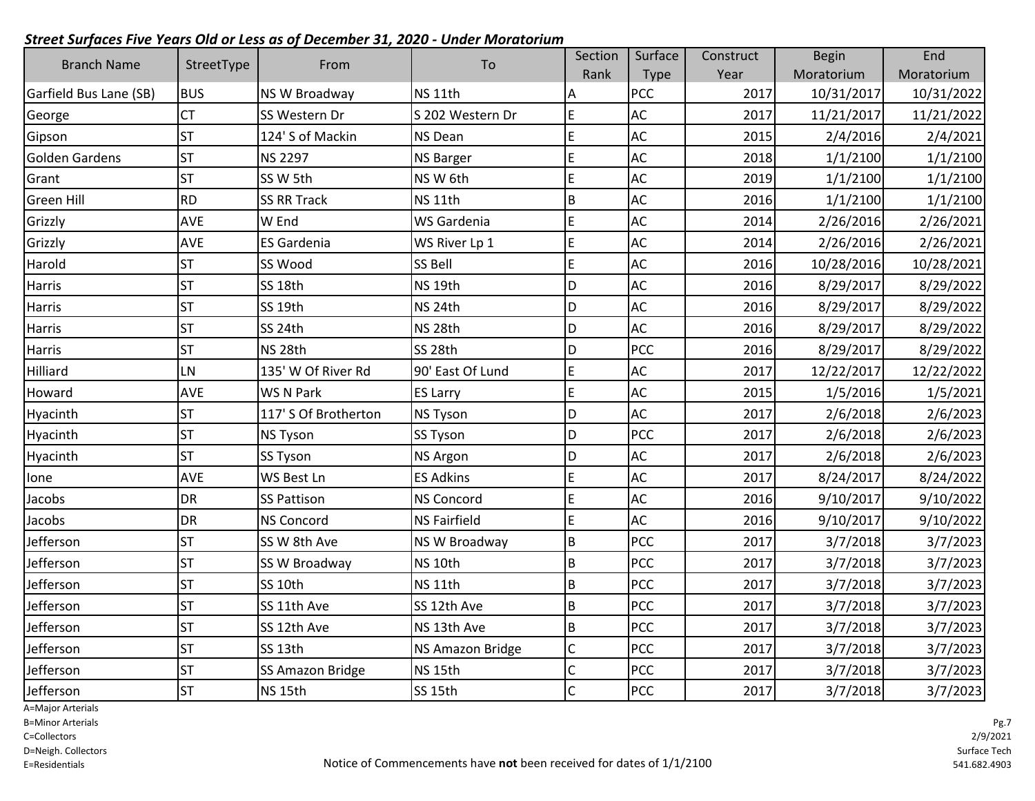***Street Surfaces Five Years Old or Less as of December 31, 2020 - Under Moratorium***

| Branch Name | StreetType | From | To | Section Rank | Surface Type | Construct Year | Begin Moratorium | End Moratorium |
|---|---|---|---|---|---|---|---|---|
| Garfield Bus Lane (SB) | BUS | NS W Broadway | NS 11th | A | PCC | 2017 | 10/31/2017 | 10/31/2022 |
| George | CT | SS Western Dr | S 202 Western Dr | E | AC | 2017 | 11/21/2017 | 11/21/2022 |
| Gipson | ST | 124' S of Mackin | NS Dean | E | AC | 2015 | 2/4/2016 | 2/4/2021 |
| Golden Gardens | ST | NS 2297 | NS Barger | E | AC | 2018 | 1/1/2100 | 1/1/2100 |
| Grant | ST | SS W 5th | NS W 6th | E | AC | 2019 | 1/1/2100 | 1/1/2100 |
| Green Hill | RD | SS RR Track | NS 11th | B | AC | 2016 | 1/1/2100 | 1/1/2100 |
| Grizzly | AVE | W End | WS Gardenia | E | AC | 2014 | 2/26/2016 | 2/26/2021 |
| Grizzly | AVE | ES Gardenia | WS River Lp 1 | E | AC | 2014 | 2/26/2016 | 2/26/2021 |
| Harold | ST | SS Wood | SS Bell | E | AC | 2016 | 10/28/2016 | 10/28/2021 |
| Harris | ST | SS 18th | NS 19th | D | AC | 2016 | 8/29/2017 | 8/29/2022 |
| Harris | ST | SS 19th | NS 24th | D | AC | 2016 | 8/29/2017 | 8/29/2022 |
| Harris | ST | SS 24th | NS 28th | D | AC | 2016 | 8/29/2017 | 8/29/2022 |
| Harris | ST | NS 28th | SS 28th | D | PCC | 2016 | 8/29/2017 | 8/29/2022 |
| Hilliard | LN | 135' W Of River Rd | 90' East Of Lund | E | AC | 2017 | 12/22/2017 | 12/22/2022 |
| Howard | AVE | WS N Park | ES Larry | E | AC | 2015 | 1/5/2016 | 1/5/2021 |
| Hyacinth | ST | 117' S Of Brotherton | NS Tyson | D | AC | 2017 | 2/6/2018 | 2/6/2023 |
| Hyacinth | ST | NS Tyson | SS Tyson | D | PCC | 2017 | 2/6/2018 | 2/6/2023 |
| Hyacinth | ST | SS Tyson | NS Argon | D | AC | 2017 | 2/6/2018 | 2/6/2023 |
| Ione | AVE | WS Best Ln | ES Adkins | E | AC | 2017 | 8/24/2017 | 8/24/2022 |
| Jacobs | DR | SS Pattison | NS Concord | E | AC | 2016 | 9/10/2017 | 9/10/2022 |
| Jacobs | DR | NS Concord | NS Fairfield | E | AC | 2016 | 9/10/2017 | 9/10/2022 |
| Jefferson | ST | SS W 8th Ave | NS W Broadway | B | PCC | 2017 | 3/7/2018 | 3/7/2023 |
| Jefferson | ST | SS W Broadway | NS 10th | B | PCC | 2017 | 3/7/2018 | 3/7/2023 |
| Jefferson | ST | SS 10th | NS 11th | B | PCC | 2017 | 3/7/2018 | 3/7/2023 |
| Jefferson | ST | SS 11th Ave | SS 12th Ave | B | PCC | 2017 | 3/7/2018 | 3/7/2023 |
| Jefferson | ST | SS 12th Ave | NS 13th Ave | B | PCC | 2017 | 3/7/2018 | 3/7/2023 |
| Jefferson | ST | SS 13th | NS Amazon Bridge | C | PCC | 2017 | 3/7/2018 | 3/7/2023 |
| Jefferson | ST | SS Amazon Bridge | NS 15th | C | PCC | 2017 | 3/7/2018 | 3/7/2023 |
| Jefferson | ST | NS 15th | SS 15th | C | PCC | 2017 | 3/7/2018 | 3/7/2023 |

A=Major Arterials
B=Minor Arterials
C=Collectors
D=Neigh. Collectors
E=Residentials

Notice of Commencements have **not** been received for dates of 1/1/2100

2/9/2021
Surface Tech
541.682.4903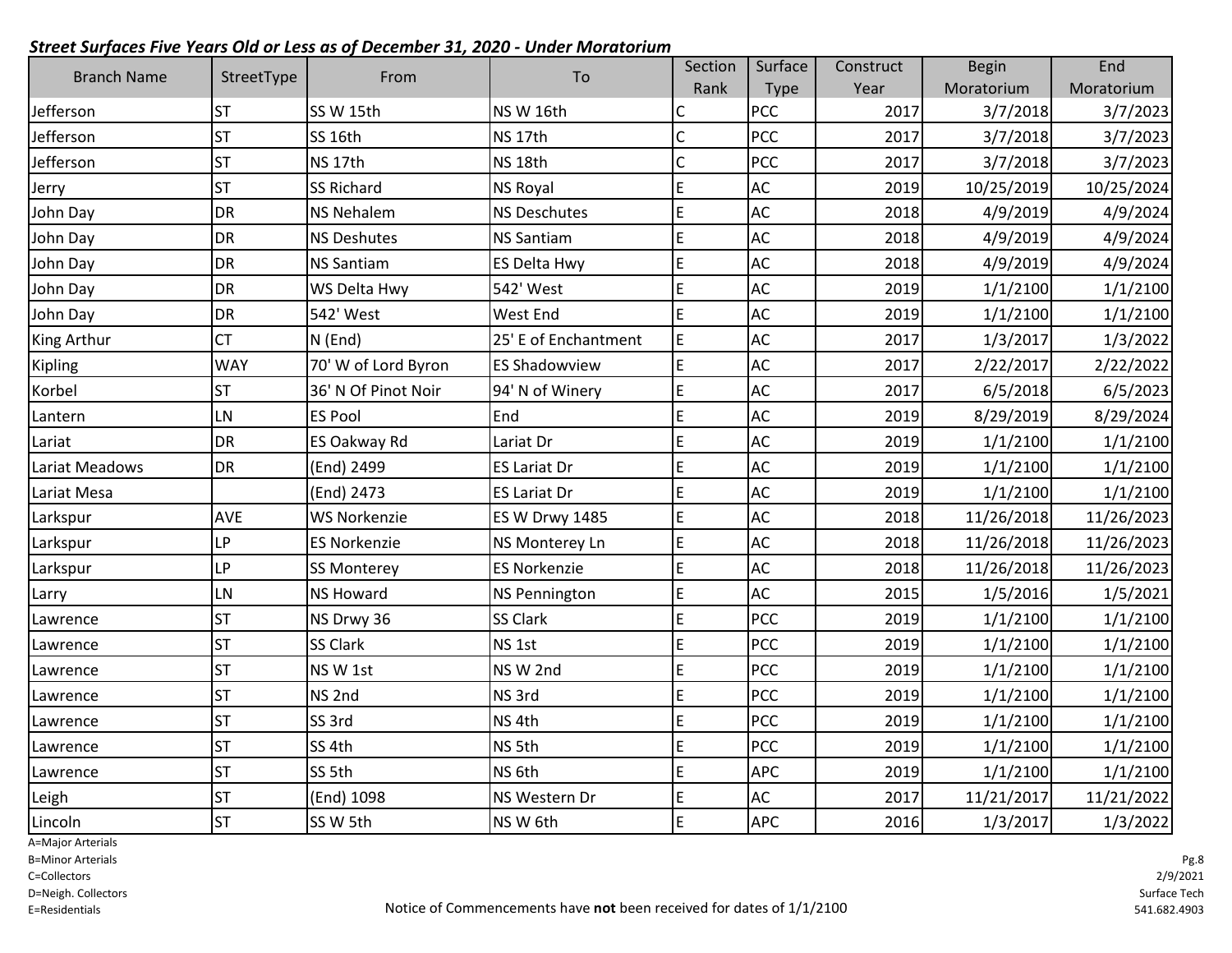***Street Surfaces Five Years Old or Less as of December 31, 2020 - Under Moratorium***

| Branch Name | StreetType | From | To | Section Rank | Surface Type | Construct Year | Begin Moratorium | End Moratorium |
|---|---|---|---|---|---|---|---|---|
| Jefferson | ST | SS W 15th | NS W 16th | C | PCC | 2017 | 3/7/2018 | 3/7/2023 |
| Jefferson | ST | SS 16th | NS 17th | C | PCC | 2017 | 3/7/2018 | 3/7/2023 |
| Jefferson | ST | NS 17th | NS 18th | C | PCC | 2017 | 3/7/2018 | 3/7/2023 |
| Jerry | ST | SS Richard | NS Royal | E | AC | 2019 | 10/25/2019 | 10/25/2024 |
| John Day | DR | NS Nehalem | NS Deschutes | E | AC | 2018 | 4/9/2019 | 4/9/2024 |
| John Day | DR | NS Deshutes | NS Santiam | E | AC | 2018 | 4/9/2019 | 4/9/2024 |
| John Day | DR | NS Santiam | ES Delta Hwy | E | AC | 2018 | 4/9/2019 | 4/9/2024 |
| John Day | DR | WS Delta Hwy | 542' West | E | AC | 2019 | 1/1/2100 | 1/1/2100 |
| John Day | DR | 542' West | West End | E | AC | 2019 | 1/1/2100 | 1/1/2100 |
| King Arthur | CT | N (End) | 25' E of Enchantment | E | AC | 2017 | 1/3/2017 | 1/3/2022 |
| Kipling | WAY | 70' W of Lord Byron | ES Shadowview | E | AC | 2017 | 2/22/2017 | 2/22/2022 |
| Korbel | ST | 36' N Of Pinot Noir | 94' N of Winery | E | AC | 2017 | 6/5/2018 | 6/5/2023 |
| Lantern | LN | ES Pool | End | E | AC | 2019 | 8/29/2019 | 8/29/2024 |
| Lariat | DR | ES Oakway Rd | Lariat Dr | E | AC | 2019 | 1/1/2100 | 1/1/2100 |
| Lariat Meadows | DR | (End) 2499 | ES Lariat Dr | E | AC | 2019 | 1/1/2100 | 1/1/2100 |
| Lariat Mesa | | (End) 2473 | ES Lariat Dr | E | AC | 2019 | 1/1/2100 | 1/1/2100 |
| Larkspur | AVE | WS Norkenzie | ES W Drwy 1485 | E | AC | 2018 | 11/26/2018 | 11/26/2023 |
| Larkspur | LP | ES Norkenzie | NS Monterey Ln | E | AC | 2018 | 11/26/2018 | 11/26/2023 |
| Larkspur | LP | SS Monterey | ES Norkenzie | E | AC | 2018 | 11/26/2018 | 11/26/2023 |
| Larry | LN | NS Howard | NS Pennington | E | AC | 2015 | 1/5/2016 | 1/5/2021 |
| Lawrence | ST | NS Drwy 36 | SS Clark | E | PCC | 2019 | 1/1/2100 | 1/1/2100 |
| Lawrence | ST | SS Clark | NS 1st | E | PCC | 2019 | 1/1/2100 | 1/1/2100 |
| Lawrence | ST | NS W 1st | NS W 2nd | E | PCC | 2019 | 1/1/2100 | 1/1/2100 |
| Lawrence | ST | NS 2nd | NS 3rd | E | PCC | 2019 | 1/1/2100 | 1/1/2100 |
| Lawrence | ST | SS 3rd | NS 4th | E | PCC | 2019 | 1/1/2100 | 1/1/2100 |
| Lawrence | ST | SS 4th | NS 5th | E | PCC | 2019 | 1/1/2100 | 1/1/2100 |
| Lawrence | ST | SS 5th | NS 6th | E | APC | 2019 | 1/1/2100 | 1/1/2100 |
| Leigh | ST | (End) 1098 | NS Western Dr | E | AC | 2017 | 11/21/2017 | 11/21/2022 |
| Lincoln | ST | SS W 5th | NS W 6th | E | APC | 2016 | 1/3/2017 | 1/3/2022 |

A=Major Arterials
B=Minor Arterials
C=Collectors
D=Neigh. Collectors
E=Residentials

Notice of Commencements have **not** been received for dates of 1/1/2100

2/9/2021
Surface Tech
541.682.4903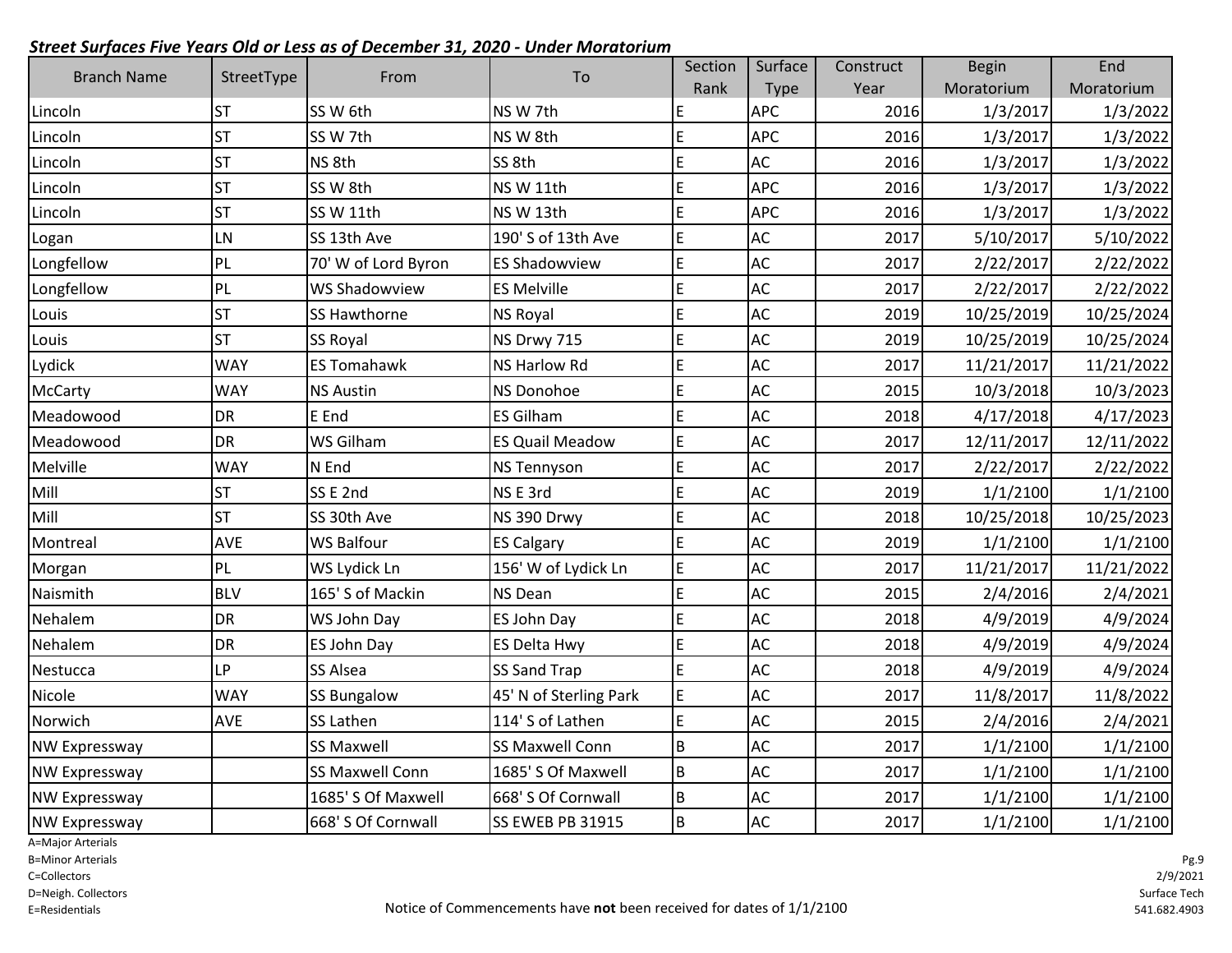***Street Surfaces Five Years Old or Less as of December 31, 2020 - Under Moratorium***

| Branch Name | StreetType | From | To | Section Rank | Surface Type | Construct Year | Begin Moratorium | End Moratorium |
|---|---|---|---|---|---|---|---|---|
| Lincoln | ST | SS W 6th | NS W 7th | E | APC | 2016 | 1/3/2017 | 1/3/2022 |
| Lincoln | ST | SS W 7th | NS W 8th | E | APC | 2016 | 1/3/2017 | 1/3/2022 |
| Lincoln | ST | NS 8th | SS 8th | E | AC | 2016 | 1/3/2017 | 1/3/2022 |
| Lincoln | ST | SS W 8th | NS W 11th | E | APC | 2016 | 1/3/2017 | 1/3/2022 |
| Lincoln | ST | SS W 11th | NS W 13th | E | APC | 2016 | 1/3/2017 | 1/3/2022 |
| Logan | LN | SS 13th Ave | 190' S of 13th Ave | E | AC | 2017 | 5/10/2017 | 5/10/2022 |
| Longfellow | PL | 70' W of Lord Byron | ES Shadowview | E | AC | 2017 | 2/22/2017 | 2/22/2022 |
| Longfellow | PL | WS Shadowview | ES Melville | E | AC | 2017 | 2/22/2017 | 2/22/2022 |
| Louis | ST | SS Hawthorne | NS Royal | E | AC | 2019 | 10/25/2019 | 10/25/2024 |
| Louis | ST | SS Royal | NS Drwy 715 | E | AC | 2019 | 10/25/2019 | 10/25/2024 |
| Lydick | WAY | ES Tomahawk | NS Harlow Rd | E | AC | 2017 | 11/21/2017 | 11/21/2022 |
| McCarty | WAY | NS Austin | NS Donohoe | E | AC | 2015 | 10/3/2018 | 10/3/2023 |
| Meadowood | DR | E End | ES Gilham | E | AC | 2018 | 4/17/2018 | 4/17/2023 |
| Meadowood | DR | WS Gilham | ES Quail Meadow | E | AC | 2017 | 12/11/2017 | 12/11/2022 |
| Melville | WAY | N End | NS Tennyson | E | AC | 2017 | 2/22/2017 | 2/22/2022 |
| Mill | ST | SS E 2nd | NS E 3rd | E | AC | 2019 | 1/1/2100 | 1/1/2100 |
| Mill | ST | SS 30th Ave | NS 390 Drwy | E | AC | 2018 | 10/25/2018 | 10/25/2023 |
| Montreal | AVE | WS Balfour | ES Calgary | E | AC | 2019 | 1/1/2100 | 1/1/2100 |
| Morgan | PL | WS Lydick Ln | 156' W of Lydick Ln | E | AC | 2017 | 11/21/2017 | 11/21/2022 |
| Naismith | BLV | 165' S of Mackin | NS Dean | E | AC | 2015 | 2/4/2016 | 2/4/2021 |
| Nehalem | DR | WS John Day | ES John Day | E | AC | 2018 | 4/9/2019 | 4/9/2024 |
| Nehalem | DR | ES John Day | ES Delta Hwy | E | AC | 2018 | 4/9/2019 | 4/9/2024 |
| Nestucca | LP | SS Alsea | SS Sand Trap | E | AC | 2018 | 4/9/2019 | 4/9/2024 |
| Nicole | WAY | SS Bungalow | 45' N of Sterling Park | E | AC | 2017 | 11/8/2017 | 11/8/2022 |
| Norwich | AVE | SS Lathen | 114' S of Lathen | E | AC | 2015 | 2/4/2016 | 2/4/2021 |
| NW Expressway | | SS Maxwell | SS Maxwell Conn | B | AC | 2017 | 1/1/2100 | 1/1/2100 |
| NW Expressway | | SS Maxwell Conn | 1685' S Of Maxwell | B | AC | 2017 | 1/1/2100 | 1/1/2100 |
| NW Expressway | | 1685' S Of Maxwell | 668' S Of Cornwall | B | AC | 2017 | 1/1/2100 | 1/1/2100 |
| NW Expressway | | 668' S Of Cornwall | SS EWEB PB 31915 | B | AC | 2017 | 1/1/2100 | 1/1/2100 |

A=Major Arterials
B=Minor Arterials
C=Collectors
D=Neigh. Collectors
E=Residentials

Notice of Commencements have **not** been received for dates of 1/1/2100

2/9/2021
Surface Tech
541.682.4903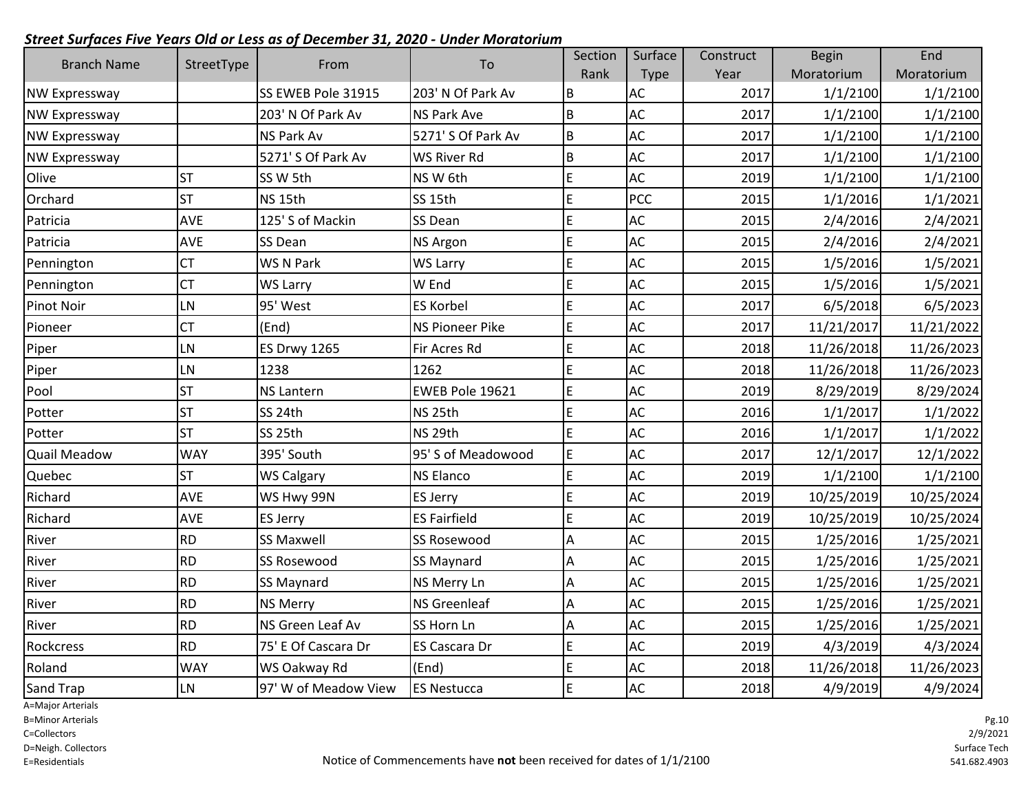***Street Surfaces Five Years Old or Less as of December 31, 2020 - Under Moratorium***

| Branch Name | StreetType | From | To | Section Rank | Surface Type | Construct Year | Begin Moratorium | End Moratorium |
|---|---|---|---|---|---|---|---|---|
| NW Expressway | | SS EWEB Pole 31915 | 203' N Of Park Av | B | AC | 2017 | 1/1/2100 | 1/1/2100 |
| NW Expressway | | 203' N Of Park Av | NS Park Ave | B | AC | 2017 | 1/1/2100 | 1/1/2100 |
| NW Expressway | | NS Park Av | 5271' S Of Park Av | B | AC | 2017 | 1/1/2100 | 1/1/2100 |
| NW Expressway | | 5271' S Of Park Av | WS River Rd | B | AC | 2017 | 1/1/2100 | 1/1/2100 |
| Olive | ST | SS W 5th | NS W 6th | E | AC | 2019 | 1/1/2100 | 1/1/2100 |
| Orchard | ST | NS 15th | SS 15th | E | PCC | 2015 | 1/1/2016 | 1/1/2021 |
| Patricia | AVE | 125' S of Mackin | SS Dean | E | AC | 2015 | 2/4/2016 | 2/4/2021 |
| Patricia | AVE | SS Dean | NS Argon | E | AC | 2015 | 2/4/2016 | 2/4/2021 |
| Pennington | CT | WS N Park | WS Larry | E | AC | 2015 | 1/5/2016 | 1/5/2021 |
| Pennington | CT | WS Larry | W End | E | AC | 2015 | 1/5/2016 | 1/5/2021 |
| Pinot Noir | LN | 95' West | ES Korbel | E | AC | 2017 | 6/5/2018 | 6/5/2023 |
| Pioneer | CT | (End) | NS Pioneer Pike | E | AC | 2017 | 11/21/2017 | 11/21/2022 |
| Piper | LN | ES Drwy 1265 | Fir Acres Rd | E | AC | 2018 | 11/26/2018 | 11/26/2023 |
| Piper | LN | 1238 | 1262 | E | AC | 2018 | 11/26/2018 | 11/26/2023 |
| Pool | ST | NS Lantern | EWEB Pole 19621 | E | AC | 2019 | 8/29/2019 | 8/29/2024 |
| Potter | ST | SS 24th | NS 25th | E | AC | 2016 | 1/1/2017 | 1/1/2022 |
| Potter | ST | SS 25th | NS 29th | E | AC | 2016 | 1/1/2017 | 1/1/2022 |
| Quail Meadow | WAY | 395' South | 95' S of Meadowood | E | AC | 2017 | 12/1/2017 | 12/1/2022 |
| Quebec | ST | WS Calgary | NS Elanco | E | AC | 2019 | 1/1/2100 | 1/1/2100 |
| Richard | AVE | WS Hwy 99N | ES Jerry | E | AC | 2019 | 10/25/2019 | 10/25/2024 |
| Richard | AVE | ES Jerry | ES Fairfield | E | AC | 2019 | 10/25/2019 | 10/25/2024 |
| River | RD | SS Maxwell | SS Rosewood | A | AC | 2015 | 1/25/2016 | 1/25/2021 |
| River | RD | SS Rosewood | SS Maynard | A | AC | 2015 | 1/25/2016 | 1/25/2021 |
| River | RD | SS Maynard | NS Merry Ln | A | AC | 2015 | 1/25/2016 | 1/25/2021 |
| River | RD | NS Merry | NS Greenleaf | A | AC | 2015 | 1/25/2016 | 1/25/2021 |
| River | RD | NS Green Leaf Av | SS Horn Ln | A | AC | 2015 | 1/25/2016 | 1/25/2021 |
| Rockcress | RD | 75' E Of Cascara Dr | ES Cascara Dr | E | AC | 2019 | 4/3/2019 | 4/3/2024 |
| Roland | WAY | WS Oakway Rd | (End) | E | AC | 2018 | 11/26/2018 | 11/26/2023 |
| Sand Trap | LN | 97' W of Meadow View | ES Nestucca | E | AC | 2018 | 4/9/2019 | 4/9/2024 |

A=Major Arterials
B=Minor Arterials
C=Collectors
D=Neigh. Collectors
E=Residentials

Notice of Commencements have **not** been received for dates of 1/1/2100

2/9/2021
Surface Tech
541.682.4903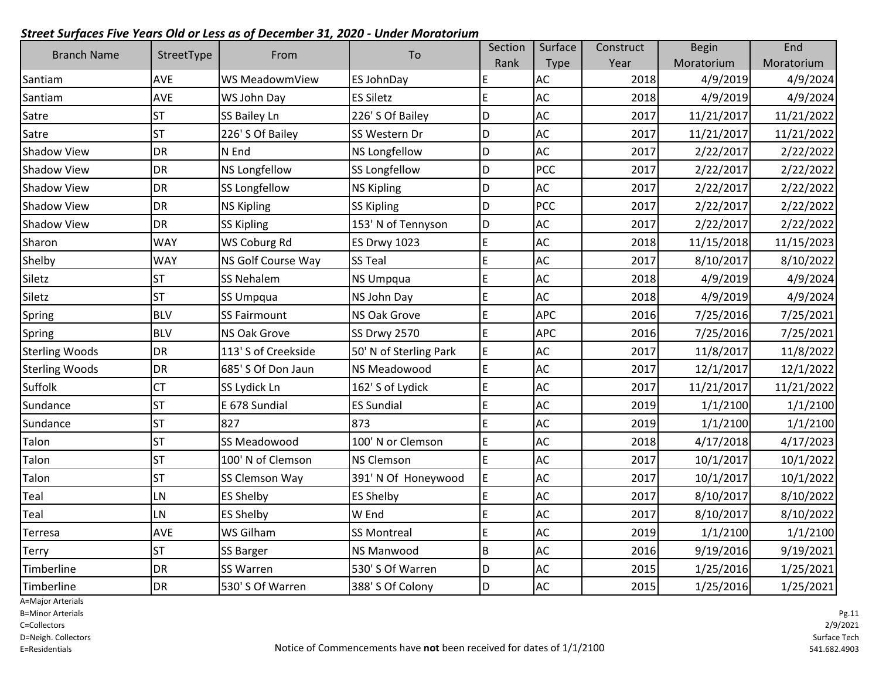***Street Surfaces Five Years Old or Less as of December 31, 2020 - Under Moratorium***

| Branch Name | StreetType | From | To | Section Rank | Surface Type | Construct Year | Begin Moratorium | End Moratorium |
|---|---|---|---|---|---|---|---|---|
| Santiam | AVE | WS MeadowmView | ES JohnDay | E | AC | 2018 | 4/9/2019 | 4/9/2024 |
| Santiam | AVE | WS John Day | ES Siletz | E | AC | 2018 | 4/9/2019 | 4/9/2024 |
| Satre | ST | SS Bailey Ln | 226' S Of Bailey | D | AC | 2017 | 11/21/2017 | 11/21/2022 |
| Satre | ST | 226' S Of Bailey | SS Western Dr | D | AC | 2017 | 11/21/2017 | 11/21/2022 |
| Shadow View | DR | N End | NS Longfellow | D | AC | 2017 | 2/22/2017 | 2/22/2022 |
| Shadow View | DR | NS Longfellow | SS Longfellow | D | PCC | 2017 | 2/22/2017 | 2/22/2022 |
| Shadow View | DR | SS Longfellow | NS Kipling | D | AC | 2017 | 2/22/2017 | 2/22/2022 |
| Shadow View | DR | NS Kipling | SS Kipling | D | PCC | 2017 | 2/22/2017 | 2/22/2022 |
| Shadow View | DR | SS Kipling | 153' N of Tennyson | D | AC | 2017 | 2/22/2017 | 2/22/2022 |
| Sharon | WAY | WS Coburg Rd | ES Drwy 1023 | E | AC | 2018 | 11/15/2018 | 11/15/2023 |
| Shelby | WAY | NS Golf Course Way | SS Teal | E | AC | 2017 | 8/10/2017 | 8/10/2022 |
| Siletz | ST | SS Nehalem | NS Umpqua | E | AC | 2018 | 4/9/2019 | 4/9/2024 |
| Siletz | ST | SS Umpqua | NS John Day | E | AC | 2018 | 4/9/2019 | 4/9/2024 |
| Spring | BLV | SS Fairmount | NS Oak Grove | E | APC | 2016 | 7/25/2016 | 7/25/2021 |
| Spring | BLV | NS Oak Grove | SS Drwy 2570 | E | APC | 2016 | 7/25/2016 | 7/25/2021 |
| Sterling Woods | DR | 113' S of Creekside | 50' N of Sterling Park | E | AC | 2017 | 11/8/2017 | 11/8/2022 |
| Sterling Woods | DR | 685' S Of Don Jaun | NS Meadowood | E | AC | 2017 | 12/1/2017 | 12/1/2022 |
| Suffolk | CT | SS Lydick Ln | 162' S of Lydick | E | AC | 2017 | 11/21/2017 | 11/21/2022 |
| Sundance | ST | E 678 Sundial | ES Sundial | E | AC | 2019 | 1/1/2100 | 1/1/2100 |
| Sundance | ST | 827 | 873 | E | AC | 2019 | 1/1/2100 | 1/1/2100 |
| Talon | ST | SS Meadowood | 100' N or Clemson | E | AC | 2018 | 4/17/2018 | 4/17/2023 |
| Talon | ST | 100' N of Clemson | NS Clemson | E | AC | 2017 | 10/1/2017 | 10/1/2022 |
| Talon | ST | SS Clemson Way | 391' N Of Honeywood | E | AC | 2017 | 10/1/2017 | 10/1/2022 |
| Teal | LN | ES Shelby | ES Shelby | E | AC | 2017 | 8/10/2017 | 8/10/2022 |
| Teal | LN | ES Shelby | W End | E | AC | 2017 | 8/10/2017 | 8/10/2022 |
| Terresa | AVE | WS Gilham | SS Montreal | E | AC | 2019 | 1/1/2100 | 1/1/2100 |
| Terry | ST | SS Barger | NS Manwood | B | AC | 2016 | 9/19/2016 | 9/19/2021 |
| Timberline | DR | SS Warren | 530' S Of Warren | D | AC | 2015 | 1/25/2016 | 1/25/2021 |
| Timberline | DR | 530' S Of Warren | 388' S Of Colony | D | AC | 2015 | 1/25/2016 | 1/25/2021 |

A=Major Arterials
B=Minor Arterials
C=Collectors
D=Neigh. Collectors
E=Residentials

Notice of Commencements have **not** been received for dates of 1/1/2100

2/9/2021
Surface Tech
541.682.4903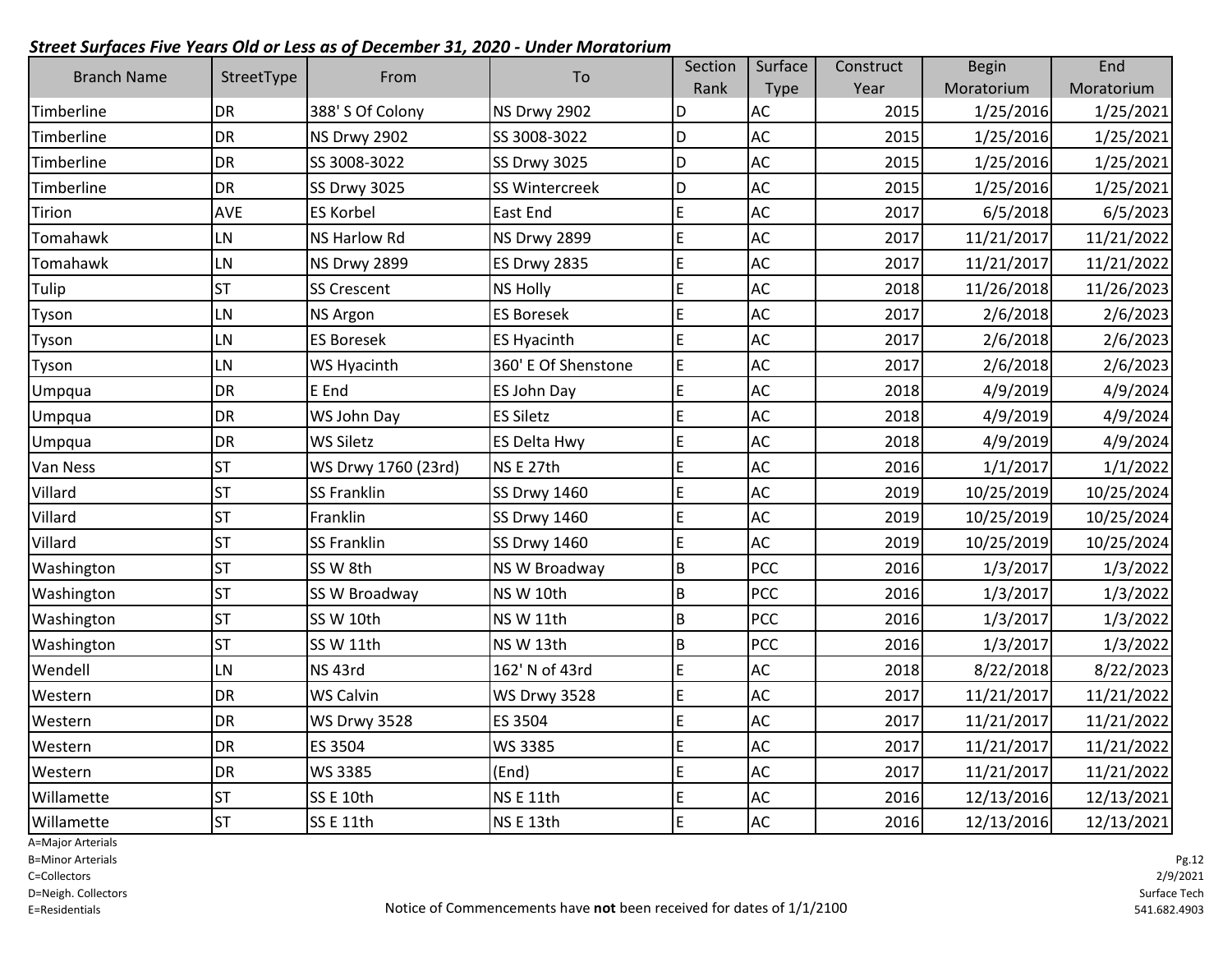***Street Surfaces Five Years Old or Less as of December 31, 2020 - Under Moratorium***

| Branch Name | StreetType | From | To | Section Rank | Surface Type | Construct Year | Begin Moratorium | End Moratorium |
|---|---|---|---|---|---|---|---|---|
| Timberline | DR | 388' S Of Colony | NS Drwy 2902 | D | AC | 2015 | 1/25/2016 | 1/25/2021 |
| Timberline | DR | NS Drwy 2902 | SS 3008-3022 | D | AC | 2015 | 1/25/2016 | 1/25/2021 |
| Timberline | DR | SS 3008-3022 | SS Drwy 3025 | D | AC | 2015 | 1/25/2016 | 1/25/2021 |
| Timberline | DR | SS Drwy 3025 | SS Wintercreek | D | AC | 2015 | 1/25/2016 | 1/25/2021 |
| Tirion | AVE | ES Korbel | East End | E | AC | 2017 | 6/5/2018 | 6/5/2023 |
| Tomahawk | LN | NS Harlow Rd | NS Drwy 2899 | E | AC | 2017 | 11/21/2017 | 11/21/2022 |
| Tomahawk | LN | NS Drwy 2899 | ES Drwy 2835 | E | AC | 2017 | 11/21/2017 | 11/21/2022 |
| Tulip | ST | SS Crescent | NS Holly | E | AC | 2018 | 11/26/2018 | 11/26/2023 |
| Tyson | LN | NS Argon | ES Boresek | E | AC | 2017 | 2/6/2018 | 2/6/2023 |
| Tyson | LN | ES Boresek | ES Hyacinth | E | AC | 2017 | 2/6/2018 | 2/6/2023 |
| Tyson | LN | WS Hyacinth | 360' E Of Shenstone | E | AC | 2017 | 2/6/2018 | 2/6/2023 |
| Umpqua | DR | E End | ES John Day | E | AC | 2018 | 4/9/2019 | 4/9/2024 |
| Umpqua | DR | WS John Day | ES Siletz | E | AC | 2018 | 4/9/2019 | 4/9/2024 |
| Umpqua | DR | WS Siletz | ES Delta Hwy | E | AC | 2018 | 4/9/2019 | 4/9/2024 |
| Van Ness | ST | WS Drwy 1760 (23rd) | NS E 27th | E | AC | 2016 | 1/1/2017 | 1/1/2022 |
| Villard | ST | SS Franklin | SS Drwy 1460 | E | AC | 2019 | 10/25/2019 | 10/25/2024 |
| Villard | ST | Franklin | SS Drwy 1460 | E | AC | 2019 | 10/25/2019 | 10/25/2024 |
| Villard | ST | SS Franklin | SS Drwy 1460 | E | AC | 2019 | 10/25/2019 | 10/25/2024 |
| Washington | ST | SS W 8th | NS W Broadway | B | PCC | 2016 | 1/3/2017 | 1/3/2022 |
| Washington | ST | SS W Broadway | NS W 10th | B | PCC | 2016 | 1/3/2017 | 1/3/2022 |
| Washington | ST | SS W 10th | NS W 11th | B | PCC | 2016 | 1/3/2017 | 1/3/2022 |
| Washington | ST | SS W 11th | NS W 13th | B | PCC | 2016 | 1/3/2017 | 1/3/2022 |
| Wendell | LN | NS 43rd | 162' N of 43rd | E | AC | 2018 | 8/22/2018 | 8/22/2023 |
| Western | DR | WS Calvin | WS Drwy 3528 | E | AC | 2017 | 11/21/2017 | 11/21/2022 |
| Western | DR | WS Drwy 3528 | ES 3504 | E | AC | 2017 | 11/21/2017 | 11/21/2022 |
| Western | DR | ES 3504 | WS 3385 | E | AC | 2017 | 11/21/2017 | 11/21/2022 |
| Western | DR | WS 3385 | (End) | E | AC | 2017 | 11/21/2017 | 11/21/2022 |
| Willamette | ST | SS E 10th | NS E 11th | E | AC | 2016 | 12/13/2016 | 12/13/2021 |
| Willamette | ST | SS E 11th | NS E 13th | E | AC | 2016 | 12/13/2016 | 12/13/2021 |

A=Major Arterials
B=Minor Arterials
C=Collectors
D=Neigh. Collectors
E=Residentials

Notice of Commencements have **not** been received for dates of 1/1/2100

2/9/2021
Surface Tech
541.682.4903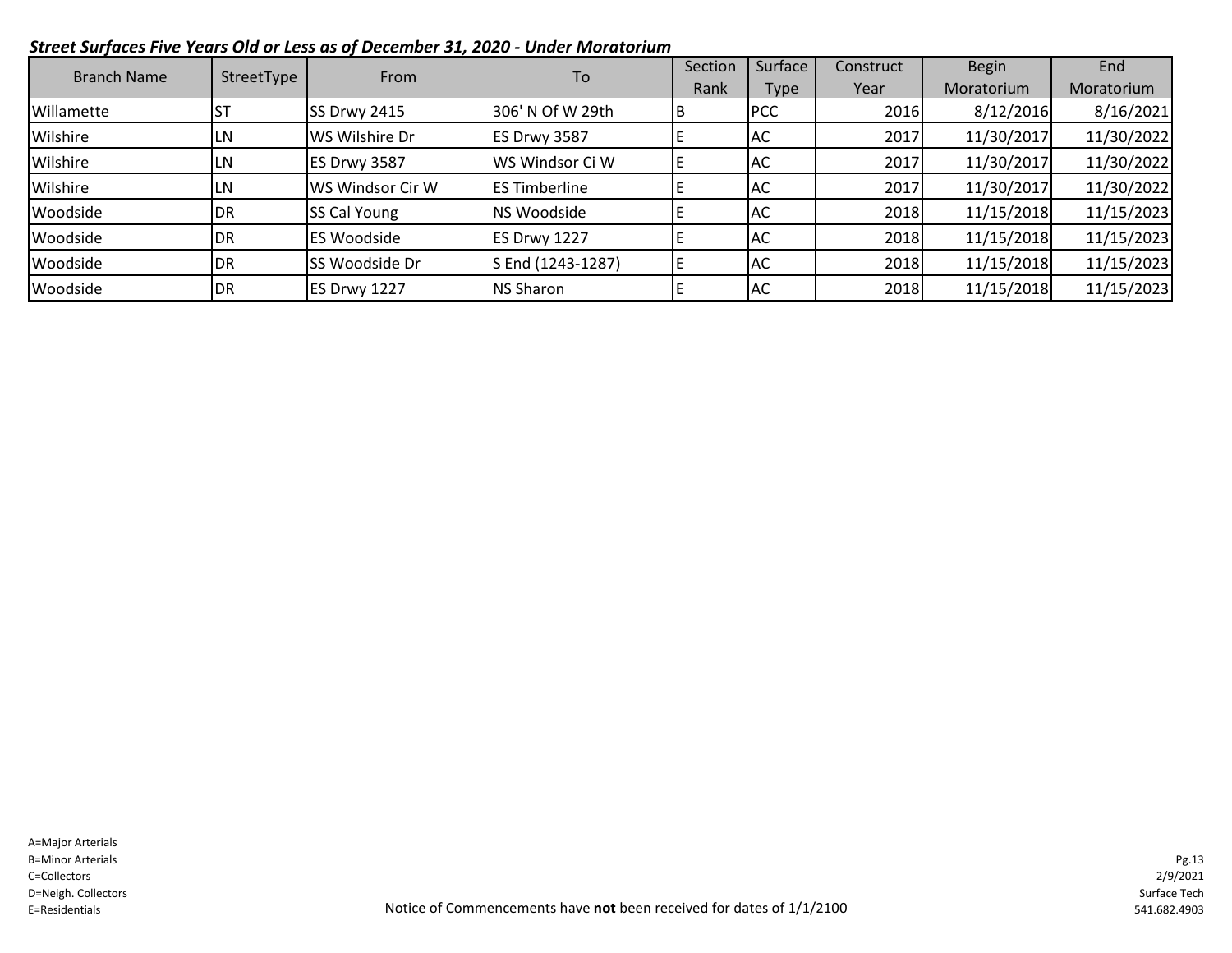***Street Surfaces Five Years Old or Less as of December 31, 2020 - Under Moratorium***

| Branch Name | StreetType | From | To | Section Rank | Surface Type | Construct Year | Begin Moratorium | End Moratorium |
|---|---|---|---|---|---|---|---|---|
| Willamette | ST | SS Drwy 2415 | 306' N Of W 29th | B | PCC | 2016 | 8/12/2016 | 8/16/2021 |
| Wilshire | LN | WS Wilshire Dr | ES Drwy 3587 | E | AC | 2017 | 11/30/2017 | 11/30/2022 |
| Wilshire | LN | ES Drwy 3587 | WS Windsor Ci W | E | AC | 2017 | 11/30/2017 | 11/30/2022 |
| Wilshire | LN | WS Windsor Cir W | ES Timberline | E | AC | 2017 | 11/30/2017 | 11/30/2022 |
| Woodside | DR | SS Cal Young | NS Woodside | E | AC | 2018 | 11/15/2018 | 11/15/2023 |
| Woodside | DR | ES Woodside | ES Drwy 1227 | E | AC | 2018 | 11/15/2018 | 11/15/2023 |
| Woodside | DR | SS Woodside Dr | S End (1243-1287) | E | AC | 2018 | 11/15/2018 | 11/15/2023 |
| Woodside | DR | ES Drwy 1227 | NS Sharon | E | AC | 2018 | 11/15/2018 | 11/15/2023 |

A=Major Arterials
B=Minor Arterials
C=Collectors
D=Neigh. Collectors
E=Residentials

Notice of Commencements have **not** been received for dates of 1/1/2100

2/9/2021
Surface Tech
541.682.4903